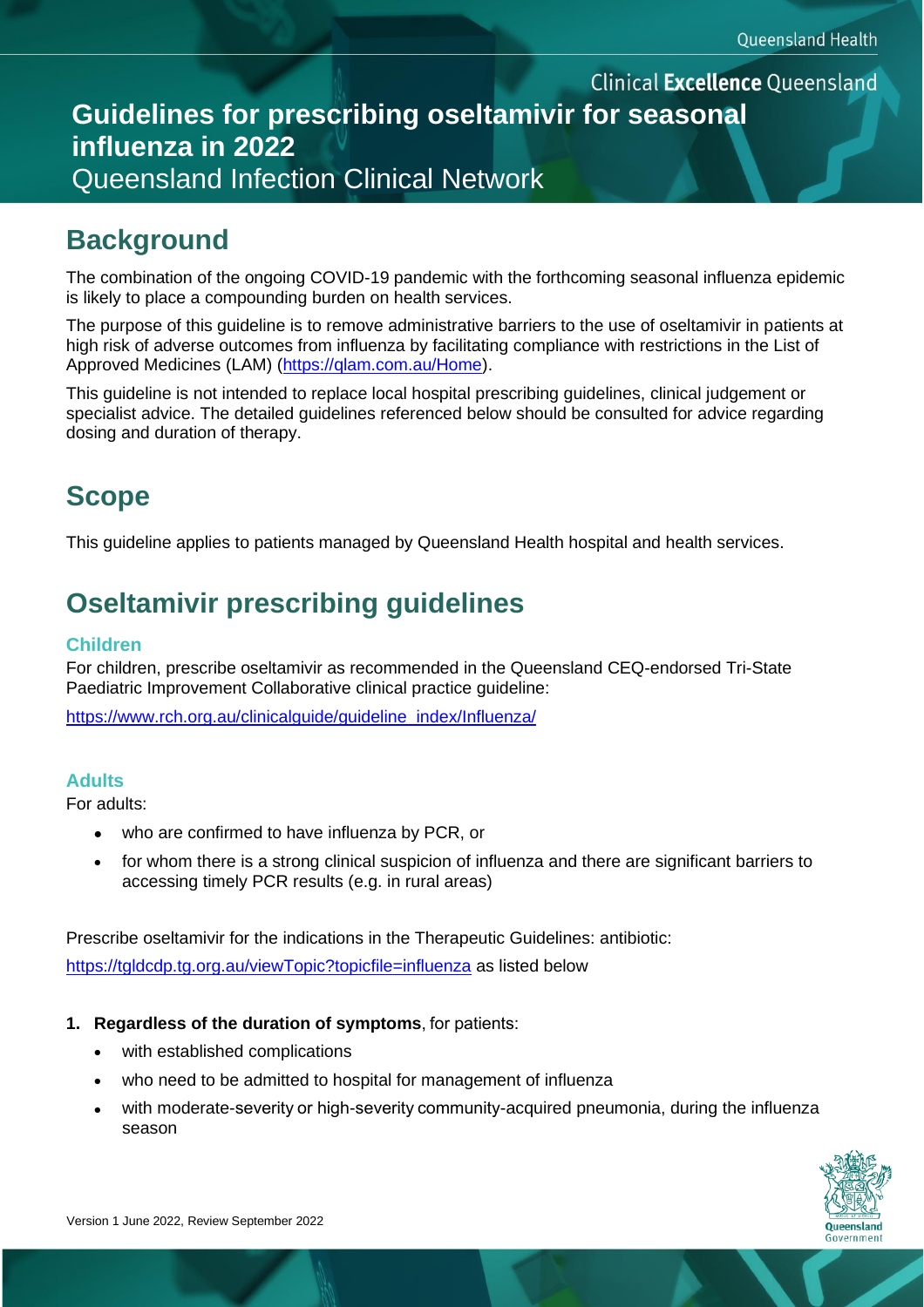# Guidelines for prescribing oseltamivir for seasonal influenza in 2022

Queensland Infection Clinical Network

## Background

The combination of the ongoing COVID-19 pandemic with the forthcoming seasonal influenza epidemic is likely to place a compounding burden on health services.

The purpose of this guideline is to remove administrative barriers to the use of oseltamivir in patients at high risk of adverse outcomes from influenza by facilitating compliance with restrictions in the List of Approved Medicines (LAM) (https://qlam.com.au/Home).

This guideline is not intended to replace local hospital prescribing guidelines, clinical judgement or specialist advice. The detailed guidelines referenced below should be consulted for advice regarding dosing and duration of therapy.

## Scope

This guideline applies to patients managed by Queensland Health hospital and health services.

## Oseltamivir prescribing guidelines

### Children

For children, prescribe oseltamivir as recommended in the Queensland CEQ-endorsed Tri-State Paediatric Improvement Collaborative clinical practice guideline:

https://www.rch.org.au/clinicalguide/guideline_index/Influenza/

### Adults

For adults:

- who are confirmed to have influenza by PCR, or
- for whom there is a strong clinical suspicion of influenza and there are significant barriers to accessing timely PCR results (e.g. in rural areas)

Prescribe oseltamivir for the indications in the Therapeutic Guidelines: antibiotic: https://tgldcdp.tg.org.au/viewTopic?topicfile=influenza as listed below

1. **Regardless of the duration of symptoms**, for patients:
   - with established complications
   - who need to be admitted to hospital for management of influenza
   - with moderate-severity or high-severity community-acquired pneumonia, during the influenza season

Version 1 June 2022, Review September 2022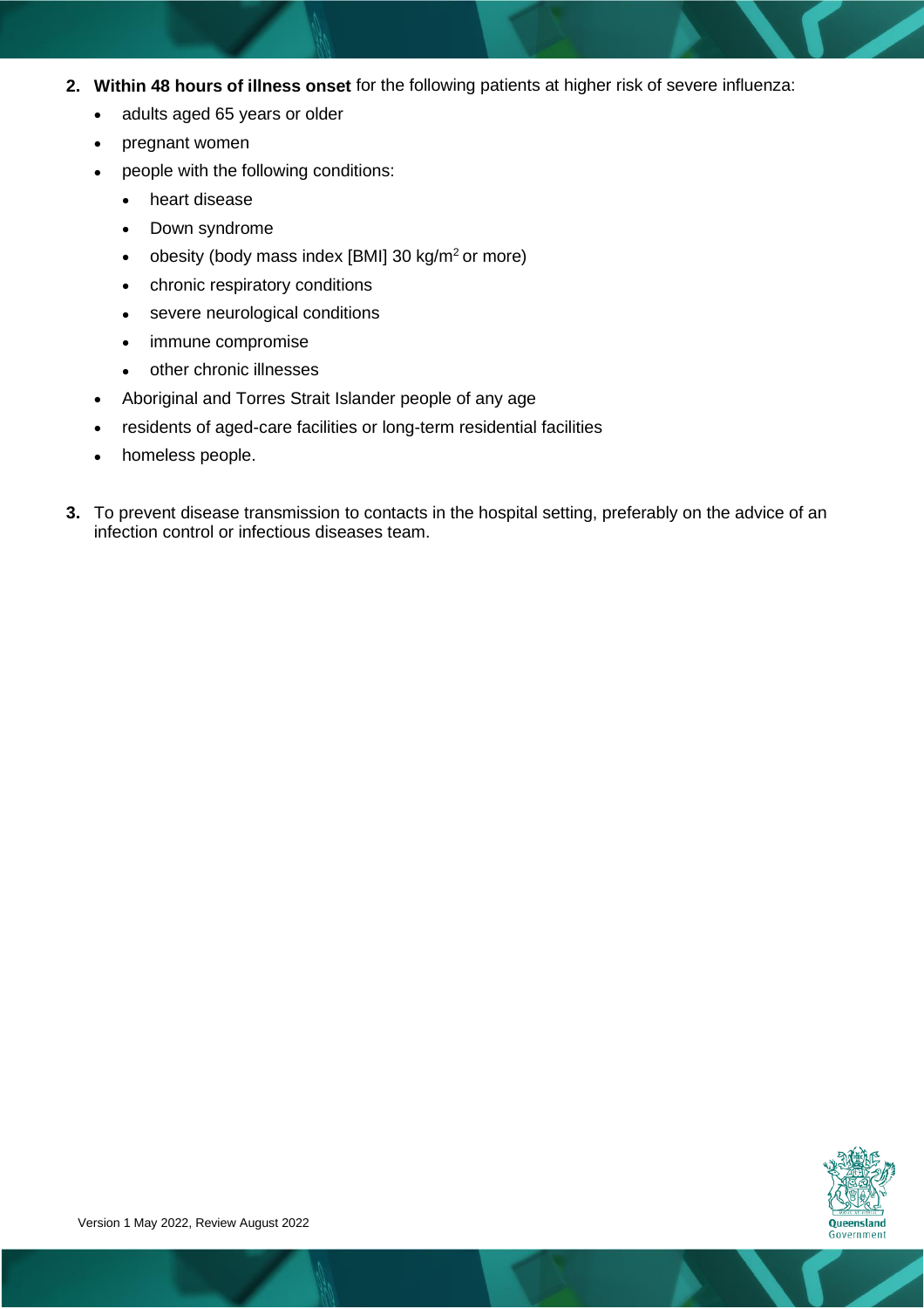2. **Within 48 hours of illness onset** for the following patients at higher risk of severe influenza:
   - adults aged 65 years or older
   - pregnant women
   - people with the following conditions:
     - heart disease
     - Down syndrome
     - obesity (body mass index [BMI] 30 $kg/m^2$ or more)
     - chronic respiratory conditions
     - severe neurological conditions
     - immune compromise
     - other chronic illnesses
   - Aboriginal and Torres Strait Islander people of any age
   - residents of aged-care facilities or long-term residential facilities
   - homeless people.

3. To prevent disease transmission to contacts in the hospital setting, preferably on the advice of an infection control or infectious diseases team.